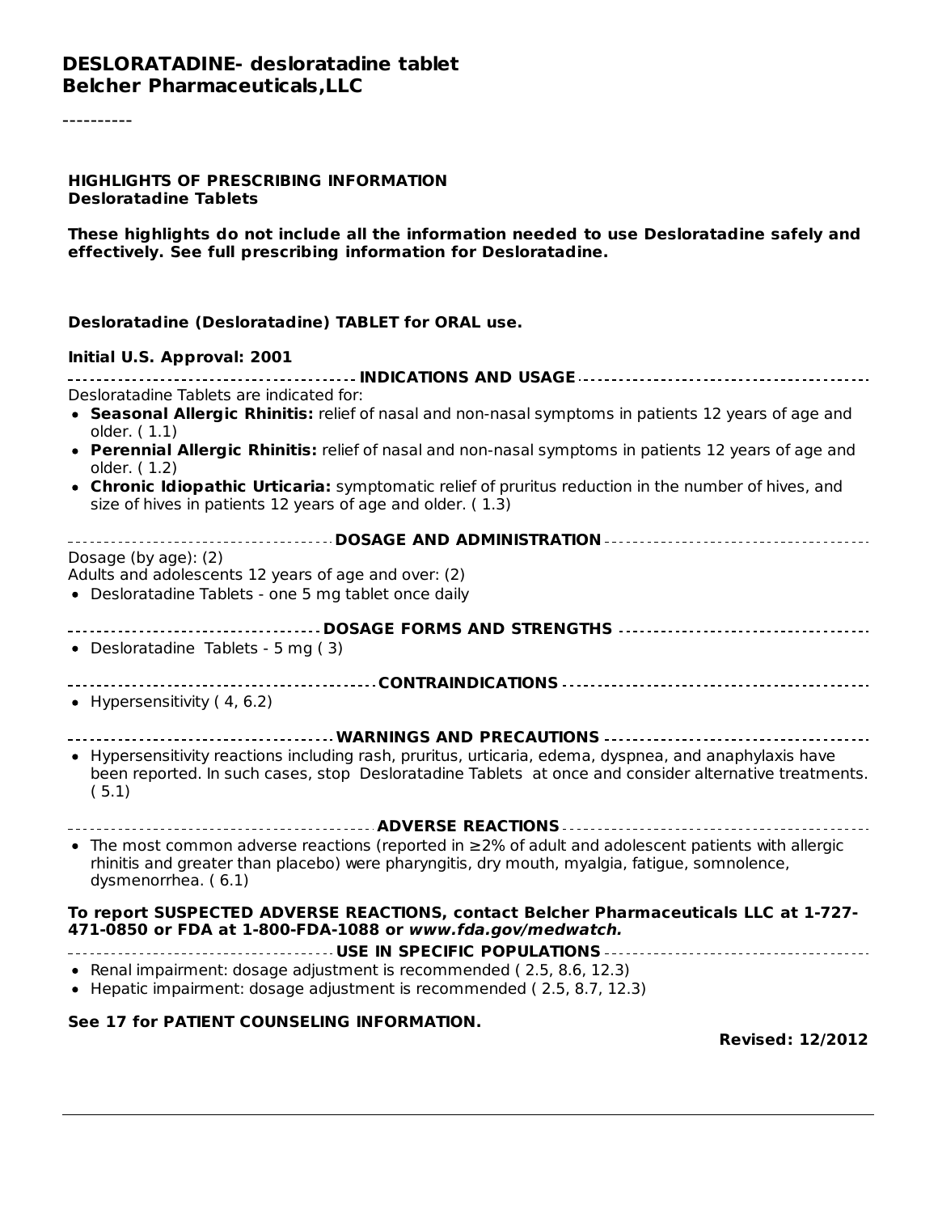# DESLORATADINE- desloratadine tablet
# Belcher Pharmaceuticals,LLC

----------

**HIGHLIGHTS OF PRESCRIBING INFORMATION**
**Desloratadine Tablets**

**These highlights do not include all the information needed to use Desloratadine safely and effectively. See full prescribing information for Desloratadine.**

**Desloratadine (Desloratadine) TABLET for ORAL use.**

**Initial U.S. Approval: 2001**

## INDICATIONS AND USAGE

Desloratadine Tablets are indicated for:

- **Seasonal Allergic Rhinitis:** relief of nasal and non-nasal symptoms in patients 12 years of age and older. ( 1.1)
- **Perennial Allergic Rhinitis:** relief of nasal and non-nasal symptoms in patients 12 years of age and older. ( 1.2)
- **Chronic Idiopathic Urticaria:** symptomatic relief of pruritus reduction in the number of hives, and size of hives in patients 12 years of age and older. ( 1.3)

## DOSAGE AND ADMINISTRATION

Dosage (by age): (2)
Adults and adolescents 12 years of age and over: (2)

- Desloratadine Tablets - one 5 mg tablet once daily

## DOSAGE FORMS AND STRENGTHS

- Desloratadine Tablets - 5 mg ( 3)

## CONTRAINDICATIONS

- Hypersensitivity ( 4, 6.2)

## WARNINGS AND PRECAUTIONS

- Hypersensitivity reactions including rash, pruritus, urticaria, edema, dyspnea, and anaphylaxis have been reported. In such cases, stop Desloratadine Tablets at once and consider alternative treatments. ( 5.1)

## ADVERSE REACTIONS

- The most common adverse reactions (reported in ≥2% of adult and adolescent patients with allergic rhinitis and greater than placebo) were pharyngitis, dry mouth, myalgia, fatigue, somnolence, dysmenorrhea. ( 6.1)

**To report SUSPECTED ADVERSE REACTIONS, contact Belcher Pharmaceuticals LLC at 1-727-471-0850 or FDA at 1-800-FDA-1088 or *www.fda.gov/medwatch.***

## USE IN SPECIFIC POPULATIONS

- Renal impairment: dosage adjustment is recommended ( 2.5, 8.6, 12.3)
- Hepatic impairment: dosage adjustment is recommended ( 2.5, 8.7, 12.3)

**See 17 for PATIENT COUNSELING INFORMATION.**

**Revised: 12/2012**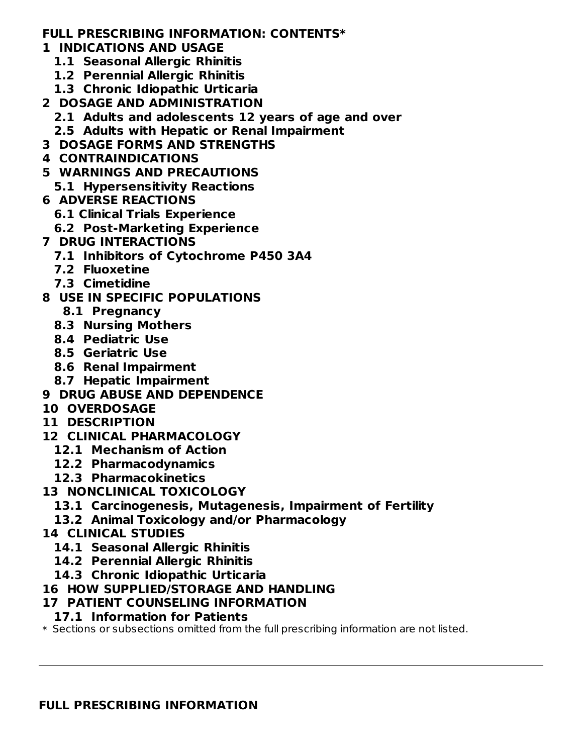**FULL PRESCRIBING INFORMATION: CONTENTS***

**1 INDICATIONS AND USAGE**
- **1.1 Seasonal Allergic Rhinitis**
- **1.2 Perennial Allergic Rhinitis**
- **1.3 Chronic Idiopathic Urticaria**

**2 DOSAGE AND ADMINISTRATION**
- **2.1 Adults and adolescents 12 years of age and over**
- **2.5 Adults with Hepatic or Renal Impairment**

**3 DOSAGE FORMS AND STRENGTHS**

**4 CONTRAINDICATIONS**

**5 WARNINGS AND PRECAUTIONS**
- **5.1 Hypersensitivity Reactions**

**6 ADVERSE REACTIONS**
- **6.1 Clinical Trials Experience**
- **6.2 Post-Marketing Experience**

**7 DRUG INTERACTIONS**
- **7.1 Inhibitors of Cytochrome P450 3A4**
- **7.2 Fluoxetine**
- **7.3 Cimetidine**

**8 USE IN SPECIFIC POPULATIONS**
- **8.1 Pregnancy**
- **8.3 Nursing Mothers**
- **8.4 Pediatric Use**
- **8.5 Geriatric Use**
- **8.6 Renal Impairment**
- **8.7 Hepatic Impairment**

**9 DRUG ABUSE AND DEPENDENCE**

**10 OVERDOSAGE**

**11 DESCRIPTION**

**12 CLINICAL PHARMACOLOGY**
- **12.1 Mechanism of Action**
- **12.2 Pharmacodynamics**
- **12.3 Pharmacokinetics**

**13 NONCLINICAL TOXICOLOGY**
- **13.1 Carcinogenesis, Mutagenesis, Impairment of Fertility**
- **13.2 Animal Toxicology and/or Pharmacology**

**14 CLINICAL STUDIES**
- **14.1 Seasonal Allergic Rhinitis**
- **14.2 Perennial Allergic Rhinitis**
- **14.3 Chronic Idiopathic Urticaria**

**16 HOW SUPPLIED/STORAGE AND HANDLING**

**17 PATIENT COUNSELING INFORMATION**
- **17.1 Information for Patients**

* Sections or subsections omitted from the full prescribing information are not listed.

---

**FULL PRESCRIBING INFORMATION**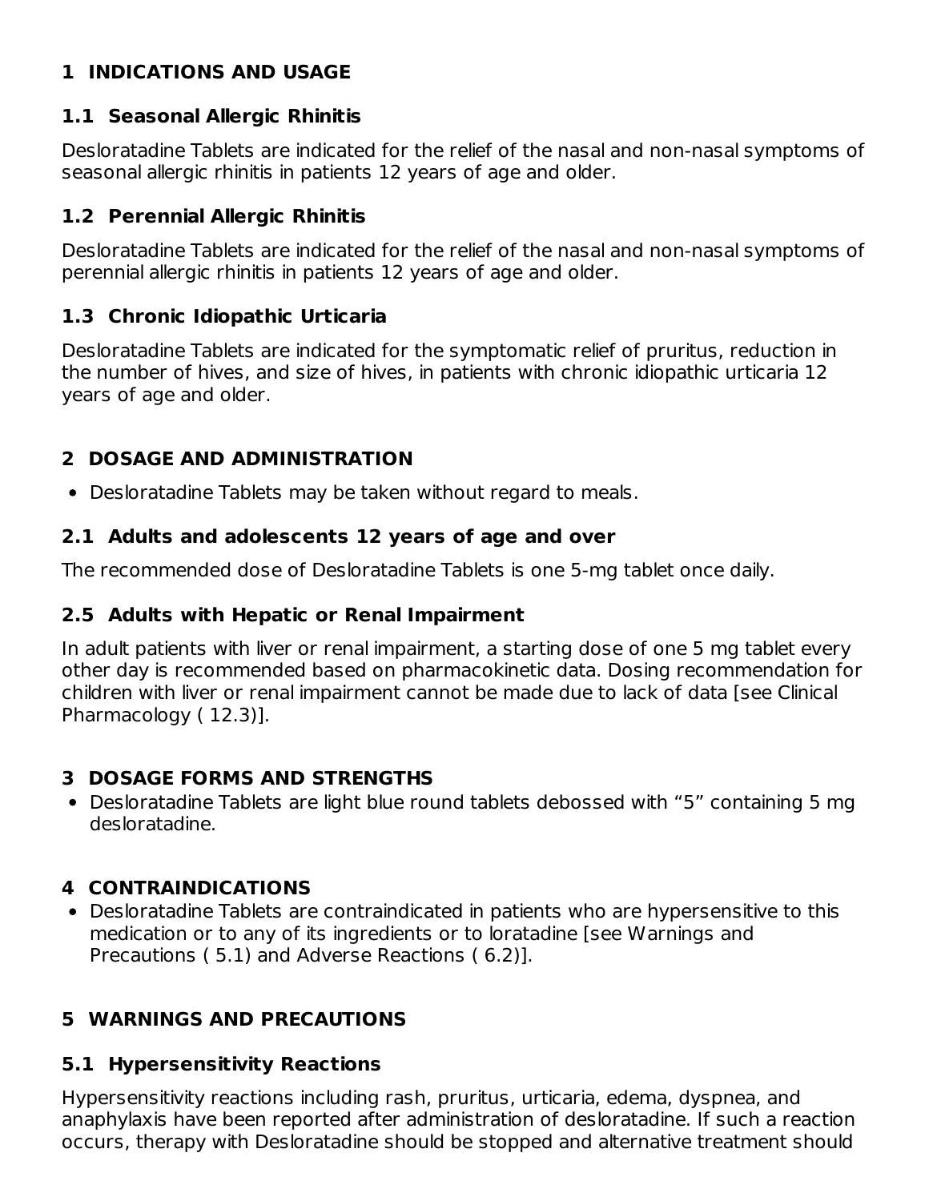## 1 INDICATIONS AND USAGE

### 1.1 Seasonal Allergic Rhinitis

Desloratadine Tablets are indicated for the relief of the nasal and non-nasal symptoms of seasonal allergic rhinitis in patients 12 years of age and older.

### 1.2 Perennial Allergic Rhinitis

Desloratadine Tablets are indicated for the relief of the nasal and non-nasal symptoms of perennial allergic rhinitis in patients 12 years of age and older.

### 1.3 Chronic Idiopathic Urticaria

Desloratadine Tablets are indicated for the symptomatic relief of pruritus, reduction in the number of hives, and size of hives, in patients with chronic idiopathic urticaria 12 years of age and older.

## 2 DOSAGE AND ADMINISTRATION

- Desloratadine Tablets may be taken without regard to meals.

### 2.1 Adults and adolescents 12 years of age and over

The recommended dose of Desloratadine Tablets is one 5-mg tablet once daily.

### 2.5 Adults with Hepatic or Renal Impairment

In adult patients with liver or renal impairment, a starting dose of one 5 mg tablet every other day is recommended based on pharmacokinetic data. Dosing recommendation for children with liver or renal impairment cannot be made due to lack of data [see Clinical Pharmacology ( 12.3)].

## 3 DOSAGE FORMS AND STRENGTHS

- Desloratadine Tablets are light blue round tablets debossed with “5” containing 5 mg desloratadine.

## 4 CONTRAINDICATIONS

- Desloratadine Tablets are contraindicated in patients who are hypersensitive to this medication or to any of its ingredients or to loratadine [see Warnings and Precautions ( 5.1) and Adverse Reactions ( 6.2)].

## 5 WARNINGS AND PRECAUTIONS

### 5.1 Hypersensitivity Reactions

Hypersensitivity reactions including rash, pruritus, urticaria, edema, dyspnea, and anaphylaxis have been reported after administration of desloratadine. If such a reaction occurs, therapy with Desloratadine should be stopped and alternative treatment should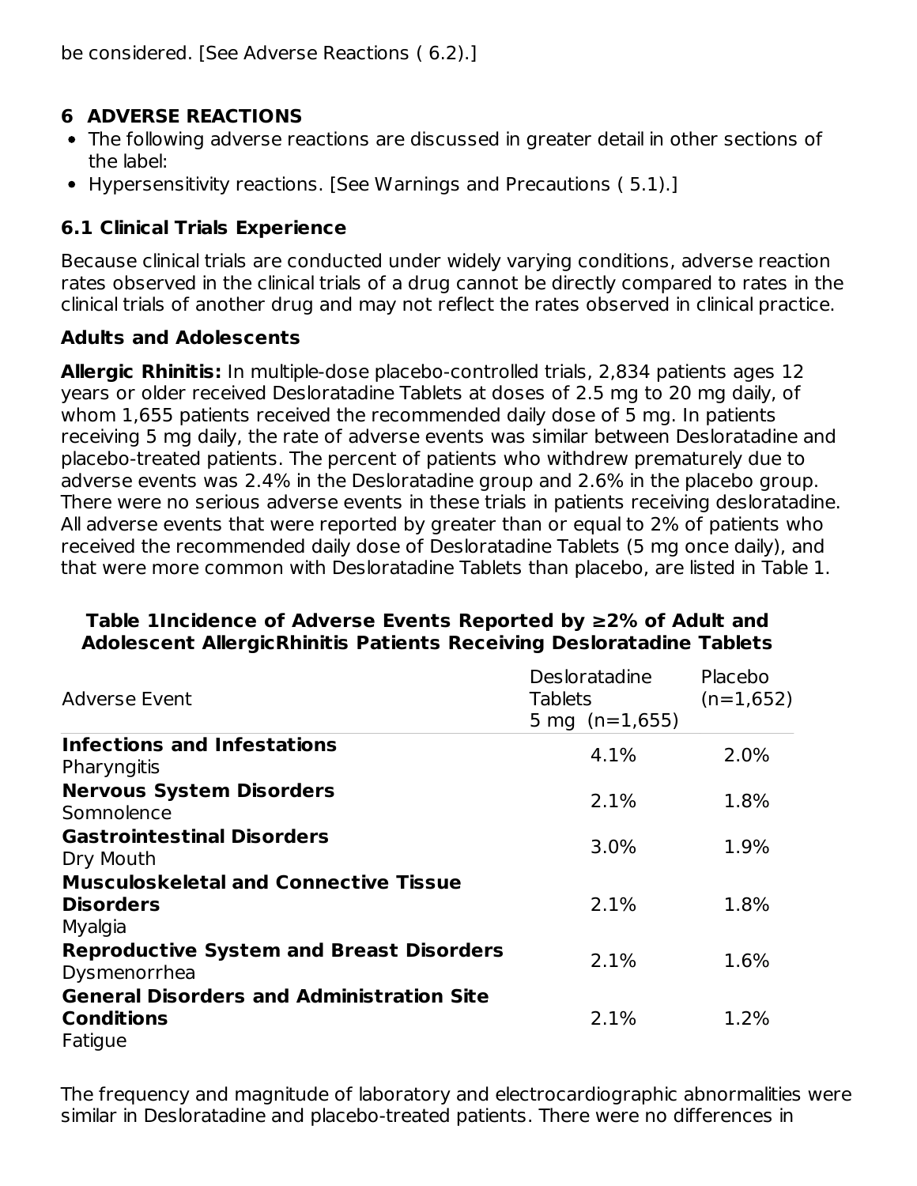be considered. [See Adverse Reactions ( 6.2).]

## 6 ADVERSE REACTIONS

- The following adverse reactions are discussed in greater detail in other sections of the label:
- Hypersensitivity reactions. [See Warnings and Precautions ( 5.1).]

### 6.1 Clinical Trials Experience

Because clinical trials are conducted under widely varying conditions, adverse reaction rates observed in the clinical trials of a drug cannot be directly compared to rates in the clinical trials of another drug and may not reflect the rates observed in clinical practice.

**Adults and Adolescents**

**Allergic Rhinitis:** In multiple-dose placebo-controlled trials, 2,834 patients ages 12 years or older received Desloratadine Tablets at doses of 2.5 mg to 20 mg daily, of whom 1,655 patients received the recommended daily dose of 5 mg. In patients receiving 5 mg daily, the rate of adverse events was similar between Desloratadine and placebo-treated patients. The percent of patients who withdrew prematurely due to adverse events was 2.4% in the Desloratadine group and 2.6% in the placebo group. There were no serious adverse events in these trials in patients receiving desloratadine. All adverse events that were reported by greater than or equal to 2% of patients who received the recommended daily dose of Desloratadine Tablets (5 mg once daily), and that were more common with Desloratadine Tablets than placebo, are listed in Table 1.

**Table 1Incidence of Adverse Events Reported by ≥2% of Adult and Adolescent AllergicRhinitis Patients Receiving Desloratadine Tablets**

| Adverse Event | Desloratadine Tablets 5 mg (n=1,655) | Placebo (n=1,652) |
|---|---|---|
| **Infections and Infestations** Pharyngitis | 4.1% | 2.0% |
| **Nervous System Disorders** Somnolence | 2.1% | 1.8% |
| **Gastrointestinal Disorders** Dry Mouth | 3.0% | 1.9% |
| **Musculoskeletal and Connective Tissue Disorders** Myalgia | 2.1% | 1.8% |
| **Reproductive System and Breast Disorders** Dysmenorrhea | 2.1% | 1.6% |
| **General Disorders and Administration Site Conditions** Fatigue | 2.1% | 1.2% |

The frequency and magnitude of laboratory and electrocardiographic abnormalities were similar in Desloratadine and placebo-treated patients. There were no differences in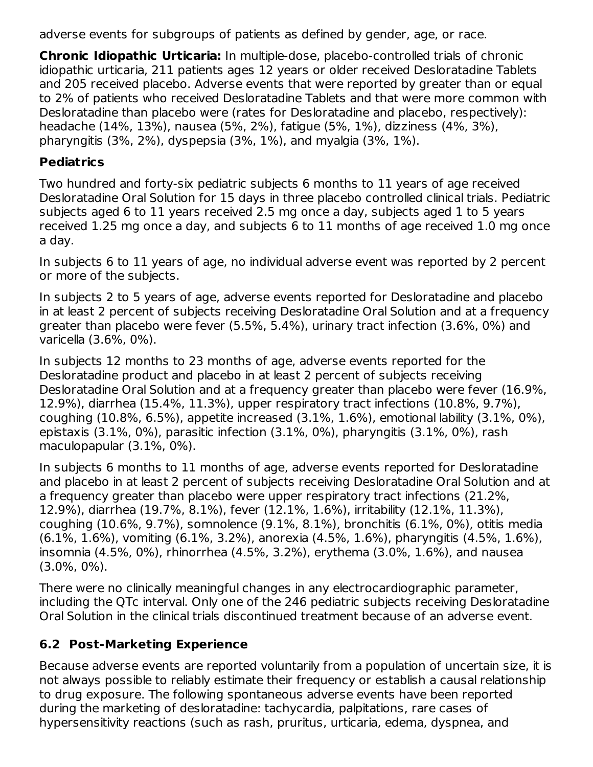adverse events for subgroups of patients as defined by gender, age, or race.

**Chronic Idiopathic Urticaria:** In multiple-dose, placebo-controlled trials of chronic idiopathic urticaria, 211 patients ages 12 years or older received Desloratadine Tablets and 205 received placebo. Adverse events that were reported by greater than or equal to 2% of patients who received Desloratadine Tablets and that were more common with Desloratadine than placebo were (rates for Desloratadine and placebo, respectively): headache (14%, 13%), nausea (5%, 2%), fatigue (5%, 1%), dizziness (4%, 3%), pharyngitis (3%, 2%), dyspepsia (3%, 1%), and myalgia (3%, 1%).

### Pediatrics

Two hundred and forty-six pediatric subjects 6 months to 11 years of age received Desloratadine Oral Solution for 15 days in three placebo controlled clinical trials. Pediatric subjects aged 6 to 11 years received 2.5 mg once a day, subjects aged 1 to 5 years received 1.25 mg once a day, and subjects 6 to 11 months of age received 1.0 mg once a day.

In subjects 6 to 11 years of age, no individual adverse event was reported by 2 percent or more of the subjects.

In subjects 2 to 5 years of age, adverse events reported for Desloratadine and placebo in at least 2 percent of subjects receiving Desloratadine Oral Solution and at a frequency greater than placebo were fever (5.5%, 5.4%), urinary tract infection (3.6%, 0%) and varicella (3.6%, 0%).

In subjects 12 months to 23 months of age, adverse events reported for the Desloratadine product and placebo in at least 2 percent of subjects receiving Desloratadine Oral Solution and at a frequency greater than placebo were fever (16.9%, 12.9%), diarrhea (15.4%, 11.3%), upper respiratory tract infections (10.8%, 9.7%), coughing (10.8%, 6.5%), appetite increased (3.1%, 1.6%), emotional lability (3.1%, 0%), epistaxis (3.1%, 0%), parasitic infection (3.1%, 0%), pharyngitis (3.1%, 0%), rash maculopapular (3.1%, 0%).

In subjects 6 months to 11 months of age, adverse events reported for Desloratadine and placebo in at least 2 percent of subjects receiving Desloratadine Oral Solution and at a frequency greater than placebo were upper respiratory tract infections (21.2%, 12.9%), diarrhea (19.7%, 8.1%), fever (12.1%, 1.6%), irritability (12.1%, 11.3%), coughing (10.6%, 9.7%), somnolence (9.1%, 8.1%), bronchitis (6.1%, 0%), otitis media (6.1%, 1.6%), vomiting (6.1%, 3.2%), anorexia (4.5%, 1.6%), pharyngitis (4.5%, 1.6%), insomnia (4.5%, 0%), rhinorrhea (4.5%, 3.2%), erythema (3.0%, 1.6%), and nausea (3.0%, 0%).

There were no clinically meaningful changes in any electrocardiographic parameter, including the QTc interval. Only one of the 246 pediatric subjects receiving Desloratadine Oral Solution in the clinical trials discontinued treatment because of an adverse event.

## 6.2 Post-Marketing Experience

Because adverse events are reported voluntarily from a population of uncertain size, it is not always possible to reliably estimate their frequency or establish a causal relationship to drug exposure. The following spontaneous adverse events have been reported during the marketing of desloratadine: tachycardia, palpitations, rare cases of hypersensitivity reactions (such as rash, pruritus, urticaria, edema, dyspnea, and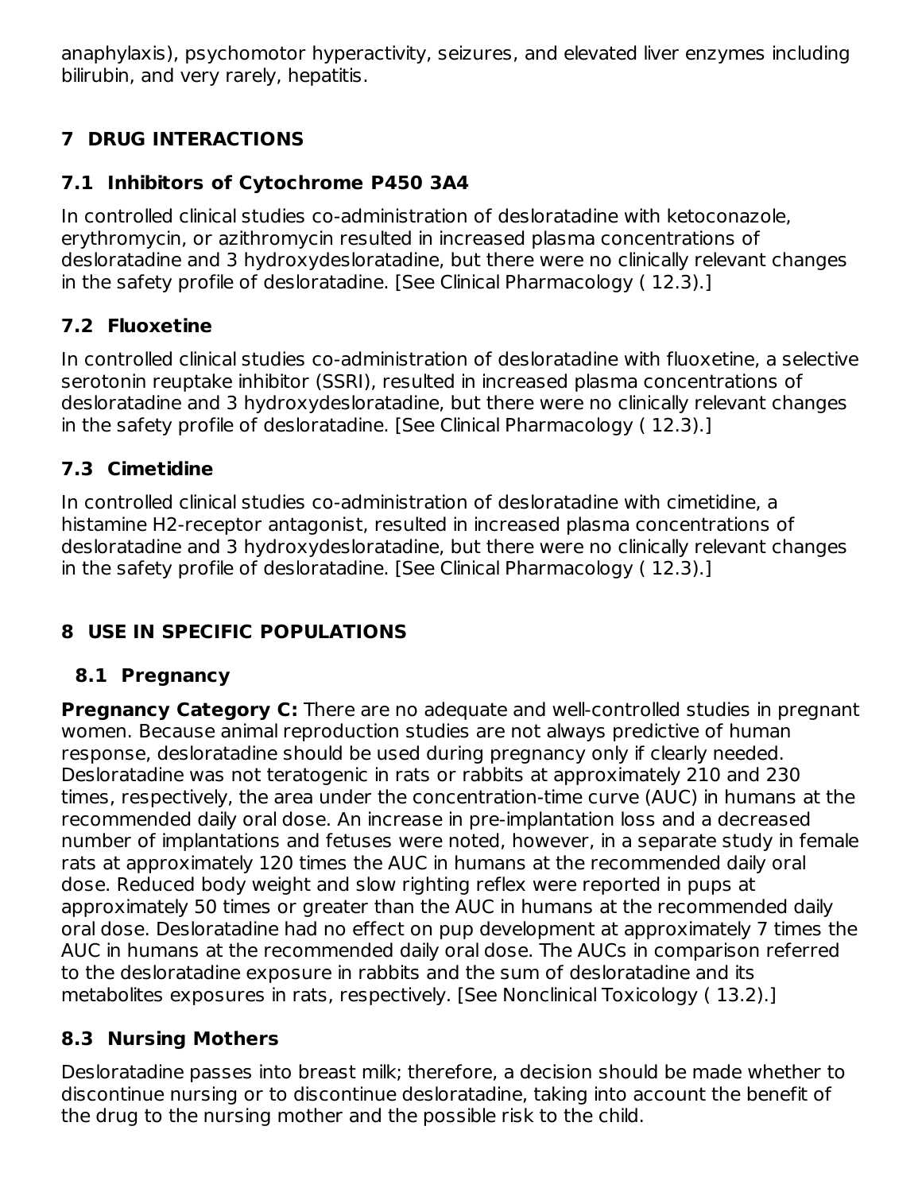anaphylaxis), psychomotor hyperactivity, seizures, and elevated liver enzymes including bilirubin, and very rarely, hepatitis.

## 7 DRUG INTERACTIONS

### 7.1 Inhibitors of Cytochrome P450 3A4

In controlled clinical studies co-administration of desloratadine with ketoconazole, erythromycin, or azithromycin resulted in increased plasma concentrations of desloratadine and 3 hydroxydesloratadine, but there were no clinically relevant changes in the safety profile of desloratadine. [See Clinical Pharmacology ( 12.3).]

### 7.2 Fluoxetine

In controlled clinical studies co-administration of desloratadine with fluoxetine, a selective serotonin reuptake inhibitor (SSRI), resulted in increased plasma concentrations of desloratadine and 3 hydroxydesloratadine, but there were no clinically relevant changes in the safety profile of desloratadine. [See Clinical Pharmacology ( 12.3).]

### 7.3 Cimetidine

In controlled clinical studies co-administration of desloratadine with cimetidine, a histamine H2-receptor antagonist, resulted in increased plasma concentrations of desloratadine and 3 hydroxydesloratadine, but there were no clinically relevant changes in the safety profile of desloratadine. [See Clinical Pharmacology ( 12.3).]

## 8 USE IN SPECIFIC POPULATIONS

### 8.1 Pregnancy

**Pregnancy Category C:** There are no adequate and well-controlled studies in pregnant women. Because animal reproduction studies are not always predictive of human response, desloratadine should be used during pregnancy only if clearly needed. Desloratadine was not teratogenic in rats or rabbits at approximately 210 and 230 times, respectively, the area under the concentration-time curve (AUC) in humans at the recommended daily oral dose. An increase in pre-implantation loss and a decreased number of implantations and fetuses were noted, however, in a separate study in female rats at approximately 120 times the AUC in humans at the recommended daily oral dose. Reduced body weight and slow righting reflex were reported in pups at approximately 50 times or greater than the AUC in humans at the recommended daily oral dose. Desloratadine had no effect on pup development at approximately 7 times the AUC in humans at the recommended daily oral dose. The AUCs in comparison referred to the desloratadine exposure in rabbits and the sum of desloratadine and its metabolites exposures in rats, respectively. [See Nonclinical Toxicology ( 13.2).]

### 8.3 Nursing Mothers

Desloratadine passes into breast milk; therefore, a decision should be made whether to discontinue nursing or to discontinue desloratadine, taking into account the benefit of the drug to the nursing mother and the possible risk to the child.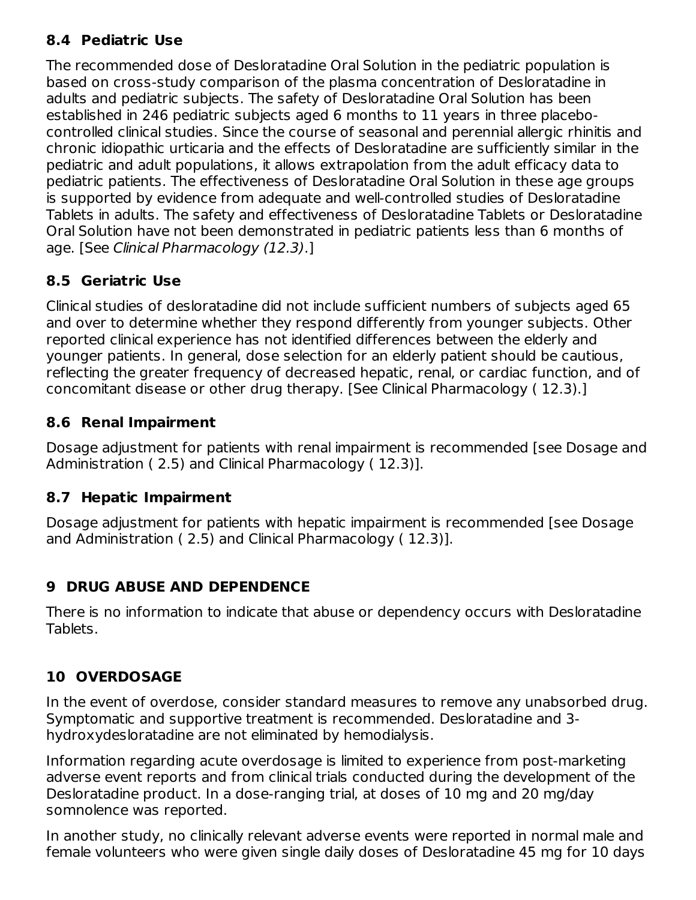### 8.4 Pediatric Use

The recommended dose of Desloratadine Oral Solution in the pediatric population is based on cross-study comparison of the plasma concentration of Desloratadine in adults and pediatric subjects. The safety of Desloratadine Oral Solution has been established in 246 pediatric subjects aged 6 months to 11 years in three placebo-controlled clinical studies. Since the course of seasonal and perennial allergic rhinitis and chronic idiopathic urticaria and the effects of Desloratadine are sufficiently similar in the pediatric and adult populations, it allows extrapolation from the adult efficacy data to pediatric patients. The effectiveness of Desloratadine Oral Solution in these age groups is supported by evidence from adequate and well-controlled studies of Desloratadine Tablets in adults. The safety and effectiveness of Desloratadine Tablets or Desloratadine Oral Solution have not been demonstrated in pediatric patients less than 6 months of age. [See *Clinical Pharmacology (12.3)*.]

### 8.5 Geriatric Use

Clinical studies of desloratadine did not include sufficient numbers of subjects aged 65 and over to determine whether they respond differently from younger subjects. Other reported clinical experience has not identified differences between the elderly and younger patients. In general, dose selection for an elderly patient should be cautious, reflecting the greater frequency of decreased hepatic, renal, or cardiac function, and of concomitant disease or other drug therapy. [See Clinical Pharmacology ( 12.3).]

### 8.6 Renal Impairment

Dosage adjustment for patients with renal impairment is recommended [see Dosage and Administration ( 2.5) and Clinical Pharmacology ( 12.3)].

### 8.7 Hepatic Impairment

Dosage adjustment for patients with hepatic impairment is recommended [see Dosage and Administration ( 2.5) and Clinical Pharmacology ( 12.3)].

## 9 DRUG ABUSE AND DEPENDENCE

There is no information to indicate that abuse or dependency occurs with Desloratadine Tablets.

## 10 OVERDOSAGE

In the event of overdose, consider standard measures to remove any unabsorbed drug. Symptomatic and supportive treatment is recommended. Desloratadine and 3-hydroxydesloratadine are not eliminated by hemodialysis.

Information regarding acute overdosage is limited to experience from post-marketing adverse event reports and from clinical trials conducted during the development of the Desloratadine product. In a dose-ranging trial, at doses of 10 mg and 20 mg/day somnolence was reported.

In another study, no clinically relevant adverse events were reported in normal male and female volunteers who were given single daily doses of Desloratadine 45 mg for 10 days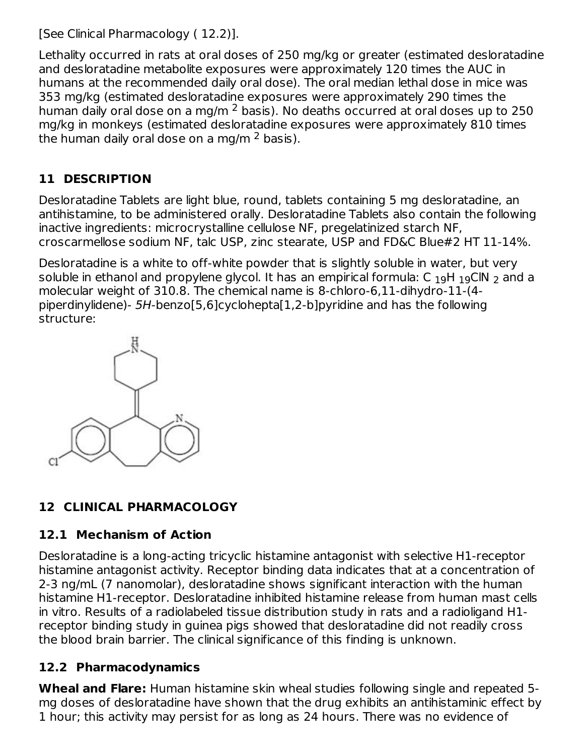[See Clinical Pharmacology ( 12.2)].

Lethality occurred in rats at oral doses of 250 mg/kg or greater (estimated desloratadine and desloratadine metabolite exposures were approximately 120 times the AUC in humans at the recommended daily oral dose). The oral median lethal dose in mice was 353 mg/kg (estimated desloratadine exposures were approximately 290 times the human daily oral dose on a mg/m $^2$ basis). No deaths occurred at oral doses up to 250 mg/kg in monkeys (estimated desloratadine exposures were approximately 810 times the human daily oral dose on a mg/m $^2$ basis).

## 11 DESCRIPTION

Desloratadine Tablets are light blue, round, tablets containing 5 mg desloratadine, an antihistamine, to be administered orally. Desloratadine Tablets also contain the following inactive ingredients: microcrystalline cellulose NF, pregelatinized starch NF, croscarmellose sodium NF, talc USP, zinc stearate, USP and FD&C Blue#2 HT 11-14%.

Desloratadine is a white to off-white powder that is slightly soluble in water, but very soluble in ethanol and propylene glycol. It has an empirical formula: $C_{19}H_{19}ClN_2$ and a molecular weight of 310.8. The chemical name is 8-chloro-6,11-dihydro-11-(4-piperdinylidene)- *5H*-benzo[5,6]cyclohepta[1,2-b]pyridine and has the following structure:

## 12 CLINICAL PHARMACOLOGY

### 12.1 Mechanism of Action

Desloratadine is a long-acting tricyclic histamine antagonist with selective H1-receptor histamine antagonist activity. Receptor binding data indicates that at a concentration of 2-3 ng/mL (7 nanomolar), desloratadine shows significant interaction with the human histamine H1-receptor. Desloratadine inhibited histamine release from human mast cells in vitro. Results of a radiolabeled tissue distribution study in rats and a radioligand H1-receptor binding study in guinea pigs showed that desloratadine did not readily cross the blood brain barrier. The clinical significance of this finding is unknown.

### 12.2 Pharmacodynamics

**Wheal and Flare:** Human histamine skin wheal studies following single and repeated 5-mg doses of desloratadine have shown that the drug exhibits an antihistaminic effect by 1 hour; this activity may persist for as long as 24 hours. There was no evidence of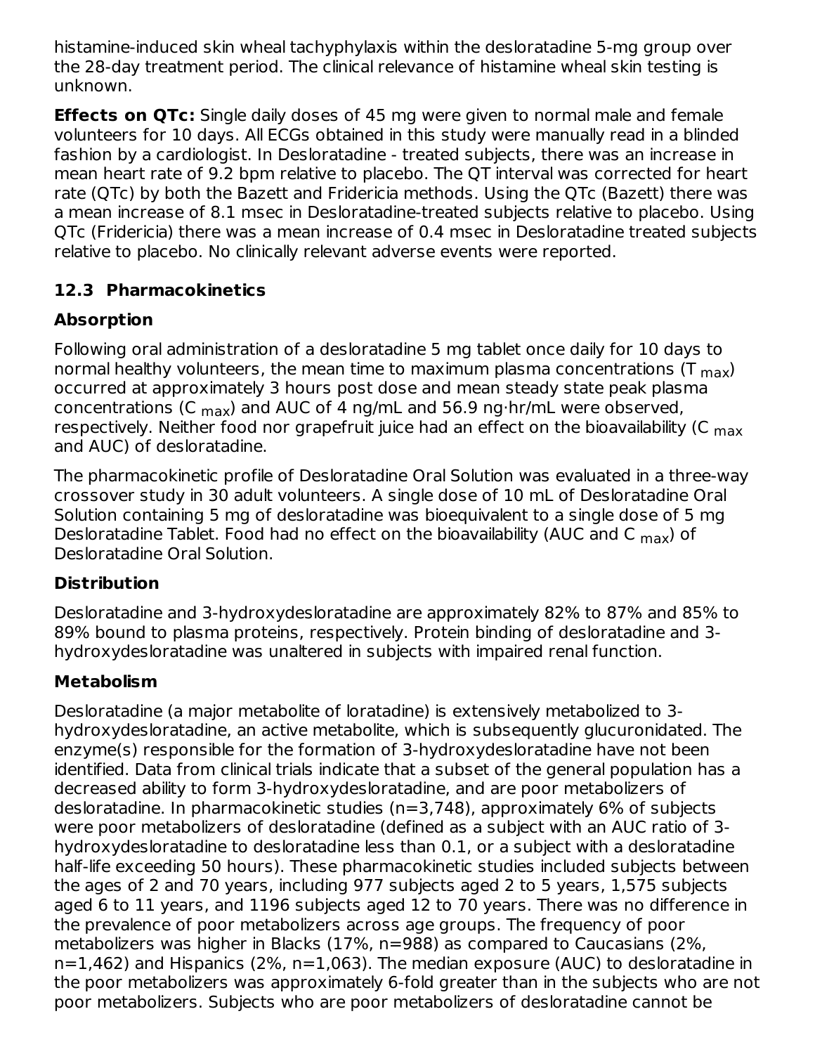histamine-induced skin wheal tachyphylaxis within the desloratadine 5-mg group over the 28-day treatment period. The clinical relevance of histamine wheal skin testing is unknown.

**Effects on QTc:** Single daily doses of 45 mg were given to normal male and female volunteers for 10 days. All ECGs obtained in this study were manually read in a blinded fashion by a cardiologist. In Desloratadine - treated subjects, there was an increase in mean heart rate of 9.2 bpm relative to placebo. The QT interval was corrected for heart rate (QTc) by both the Bazett and Fridericia methods. Using the QTc (Bazett) there was a mean increase of 8.1 msec in Desloratadine-treated subjects relative to placebo. Using QTc (Fridericia) there was a mean increase of 0.4 msec in Desloratadine treated subjects relative to placebo. No clinically relevant adverse events were reported.

### 12.3 Pharmacokinetics

**Absorption**

Following oral administration of a desloratadine 5 mg tablet once daily for 10 days to normal healthy volunteers, the mean time to maximum plasma concentrations ($T_{max}$) occurred at approximately 3 hours post dose and mean steady state peak plasma concentrations ($C_{max}$) and AUC of 4 ng/mL and 56.9 ng·hr/mL were observed, respectively. Neither food nor grapefruit juice had an effect on the bioavailability ($C_{max}$ and AUC) of desloratadine.

The pharmacokinetic profile of Desloratadine Oral Solution was evaluated in a three-way crossover study in 30 adult volunteers. A single dose of 10 mL of Desloratadine Oral Solution containing 5 mg of desloratadine was bioequivalent to a single dose of 5 mg Desloratadine Tablet. Food had no effect on the bioavailability (AUC and $C_{max}$) of Desloratadine Oral Solution.

**Distribution**

Desloratadine and 3-hydroxydesloratadine are approximately 82% to 87% and 85% to 89% bound to plasma proteins, respectively. Protein binding of desloratadine and 3-hydroxydesloratadine was unaltered in subjects with impaired renal function.

**Metabolism**

Desloratadine (a major metabolite of loratadine) is extensively metabolized to 3-hydroxydesloratadine, an active metabolite, which is subsequently glucuronidated. The enzyme(s) responsible for the formation of 3-hydroxydesloratadine have not been identified. Data from clinical trials indicate that a subset of the general population has a decreased ability to form 3-hydroxydesloratadine, and are poor metabolizers of desloratadine. In pharmacokinetic studies (n=3,748), approximately 6% of subjects were poor metabolizers of desloratadine (defined as a subject with an AUC ratio of 3-hydroxydesloratadine to desloratadine less than 0.1, or a subject with a desloratadine half-life exceeding 50 hours). These pharmacokinetic studies included subjects between the ages of 2 and 70 years, including 977 subjects aged 2 to 5 years, 1,575 subjects aged 6 to 11 years, and 1196 subjects aged 12 to 70 years. There was no difference in the prevalence of poor metabolizers across age groups. The frequency of poor metabolizers was higher in Blacks (17%, n=988) as compared to Caucasians (2%, n=1,462) and Hispanics (2%, n=1,063). The median exposure (AUC) to desloratadine in the poor metabolizers was approximately 6-fold greater than in the subjects who are not poor metabolizers. Subjects who are poor metabolizers of desloratadine cannot be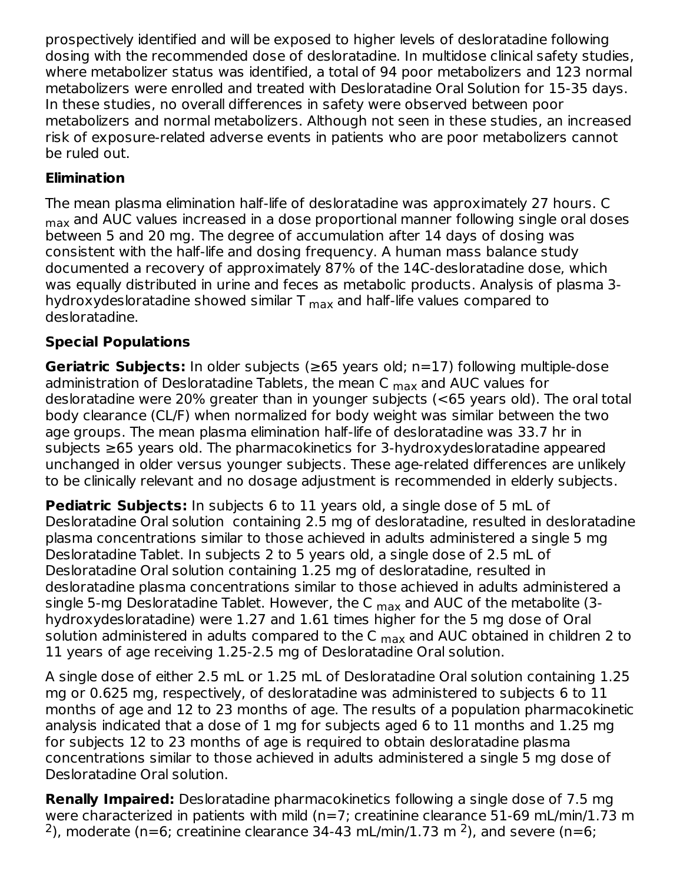prospectively identified and will be exposed to higher levels of desloratadine following dosing with the recommended dose of desloratadine. In multidose clinical safety studies, where metabolizer status was identified, a total of 94 poor metabolizers and 123 normal metabolizers were enrolled and treated with Desloratadine Oral Solution for 15-35 days. In these studies, no overall differences in safety were observed between poor metabolizers and normal metabolizers. Although not seen in these studies, an increased risk of exposure-related adverse events in patients who are poor metabolizers cannot be ruled out.

**Elimination**

The mean plasma elimination half-life of desloratadine was approximately 27 hours. $C_{max}$ and AUC values increased in a dose proportional manner following single oral doses between 5 and 20 mg. The degree of accumulation after 14 days of dosing was consistent with the half-life and dosing frequency. A human mass balance study documented a recovery of approximately 87% of the 14C-desloratadine dose, which was equally distributed in urine and feces as metabolic products. Analysis of plasma 3-hydroxydesloratadine showed similar $T_{max}$ and half-life values compared to desloratadine.

**Special Populations**

**Geriatric Subjects:** In older subjects (≥65 years old; n=17) following multiple-dose administration of Desloratadine Tablets, the mean $C_{max}$ and AUC values for desloratadine were 20% greater than in younger subjects (<65 years old). The oral total body clearance (CL/F) when normalized for body weight was similar between the two age groups. The mean plasma elimination half-life of desloratadine was 33.7 hr in subjects ≥65 years old. The pharmacokinetics for 3-hydroxydesloratadine appeared unchanged in older versus younger subjects. These age-related differences are unlikely to be clinically relevant and no dosage adjustment is recommended in elderly subjects.

**Pediatric Subjects:** In subjects 6 to 11 years old, a single dose of 5 mL of Desloratadine Oral solution containing 2.5 mg of desloratadine, resulted in desloratadine plasma concentrations similar to those achieved in adults administered a single 5 mg Desloratadine Tablet. In subjects 2 to 5 years old, a single dose of 2.5 mL of Desloratadine Oral solution containing 1.25 mg of desloratadine, resulted in desloratadine plasma concentrations similar to those achieved in adults administered a single 5-mg Desloratadine Tablet. However, the $C_{max}$ and AUC of the metabolite (3-hydroxydesloratadine) were 1.27 and 1.61 times higher for the 5 mg dose of Oral solution administered in adults compared to the $C_{max}$ and AUC obtained in children 2 to 11 years of age receiving 1.25-2.5 mg of Desloratadine Oral solution.

A single dose of either 2.5 mL or 1.25 mL of Desloratadine Oral solution containing 1.25 mg or 0.625 mg, respectively, of desloratadine was administered to subjects 6 to 11 months of age and 12 to 23 months of age. The results of a population pharmacokinetic analysis indicated that a dose of 1 mg for subjects aged 6 to 11 months and 1.25 mg for subjects 12 to 23 months of age is required to obtain desloratadine plasma concentrations similar to those achieved in adults administered a single 5 mg dose of Desloratadine Oral solution.

**Renally Impaired:** Desloratadine pharmacokinetics following a single dose of 7.5 mg were characterized in patients with mild (n=7; creatinine clearance 51-69 mL/min/1.73 $m^2$), moderate (n=6; creatinine clearance 34-43 mL/min/1.73 $m^2$), and severe (n=6;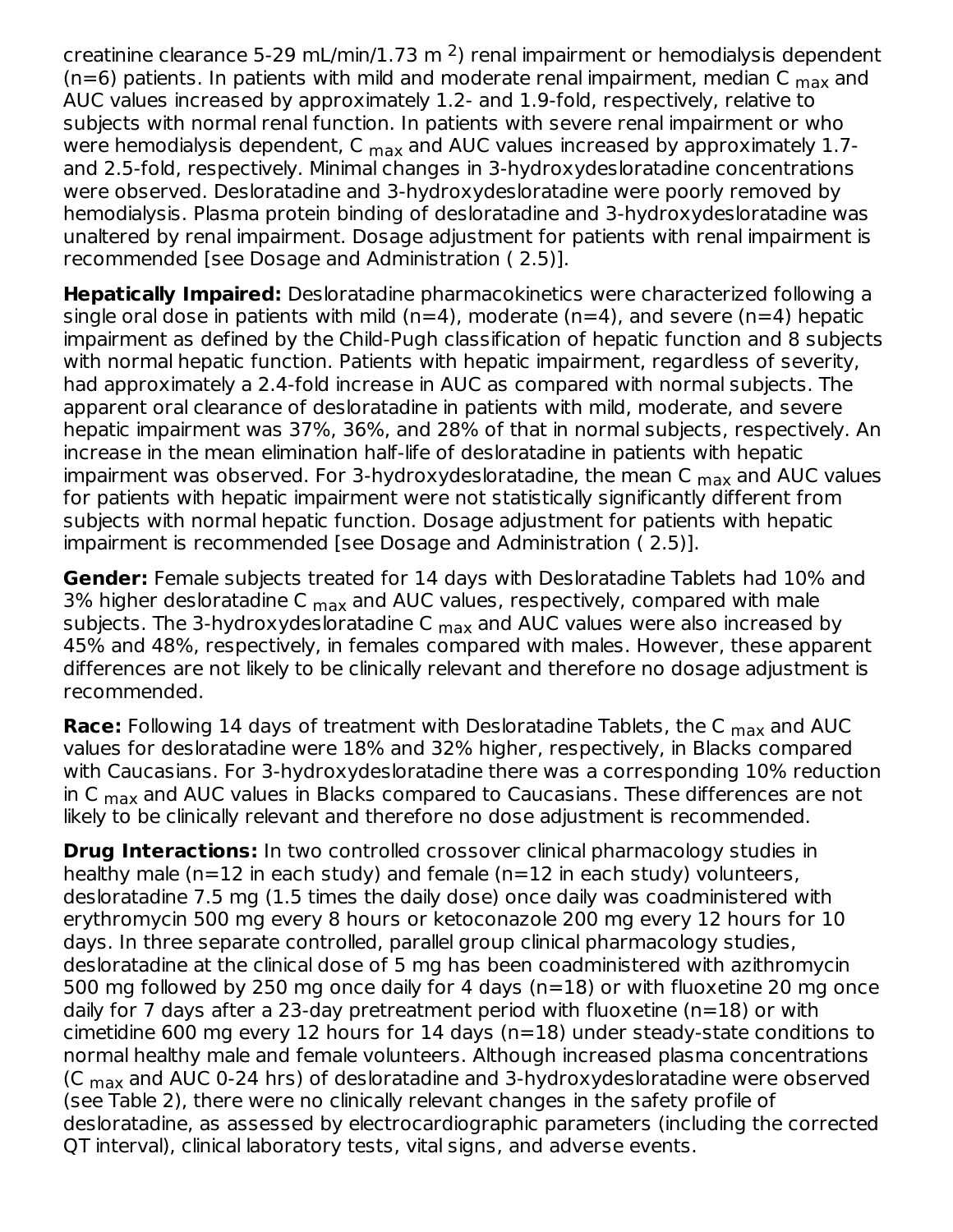creatinine clearance 5-29 mL/min/1.73 $m^2$) renal impairment or hemodialysis dependent (n=6) patients. In patients with mild and moderate renal impairment, median $C_{max}$ and AUC values increased by approximately 1.2- and 1.9-fold, respectively, relative to subjects with normal renal function. In patients with severe renal impairment or who were hemodialysis dependent, $C_{max}$ and AUC values increased by approximately 1.7- and 2.5-fold, respectively. Minimal changes in 3-hydroxydesloratadine concentrations were observed. Desloratadine and 3-hydroxydesloratadine were poorly removed by hemodialysis. Plasma protein binding of desloratadine and 3-hydroxydesloratadine was unaltered by renal impairment. Dosage adjustment for patients with renal impairment is recommended [see Dosage and Administration ( 2.5)].

**Hepatically Impaired:** Desloratadine pharmacokinetics were characterized following a single oral dose in patients with mild (n=4), moderate (n=4), and severe (n=4) hepatic impairment as defined by the Child-Pugh classification of hepatic function and 8 subjects with normal hepatic function. Patients with hepatic impairment, regardless of severity, had approximately a 2.4-fold increase in AUC as compared with normal subjects. The apparent oral clearance of desloratadine in patients with mild, moderate, and severe hepatic impairment was 37%, 36%, and 28% of that in normal subjects, respectively. An increase in the mean elimination half-life of desloratadine in patients with hepatic impairment was observed. For 3-hydroxydesloratadine, the mean $C_{max}$ and AUC values for patients with hepatic impairment were not statistically significantly different from subjects with normal hepatic function. Dosage adjustment for patients with hepatic impairment is recommended [see Dosage and Administration ( 2.5)].

**Gender:** Female subjects treated for 14 days with Desloratadine Tablets had 10% and 3% higher desloratadine $C_{max}$ and AUC values, respectively, compared with male subjects. The 3-hydroxydesloratadine $C_{max}$ and AUC values were also increased by 45% and 48%, respectively, in females compared with males. However, these apparent differences are not likely to be clinically relevant and therefore no dosage adjustment is recommended.

**Race:** Following 14 days of treatment with Desloratadine Tablets, the $C_{max}$ and AUC values for desloratadine were 18% and 32% higher, respectively, in Blacks compared with Caucasians. For 3-hydroxydesloratadine there was a corresponding 10% reduction in $C_{max}$ and AUC values in Blacks compared to Caucasians. These differences are not likely to be clinically relevant and therefore no dose adjustment is recommended.

**Drug Interactions:** In two controlled crossover clinical pharmacology studies in healthy male (n=12 in each study) and female (n=12 in each study) volunteers, desloratadine 7.5 mg (1.5 times the daily dose) once daily was coadministered with erythromycin 500 mg every 8 hours or ketoconazole 200 mg every 12 hours for 10 days. In three separate controlled, parallel group clinical pharmacology studies, desloratadine at the clinical dose of 5 mg has been coadministered with azithromycin 500 mg followed by 250 mg once daily for 4 days (n=18) or with fluoxetine 20 mg once daily for 7 days after a 23-day pretreatment period with fluoxetine (n=18) or with cimetidine 600 mg every 12 hours for 14 days (n=18) under steady-state conditions to normal healthy male and female volunteers. Although increased plasma concentrations ($C_{max}$ and AUC 0-24 hrs) of desloratadine and 3-hydroxydesloratadine were observed (see Table 2), there were no clinically relevant changes in the safety profile of desloratadine, as assessed by electrocardiographic parameters (including the corrected QT interval), clinical laboratory tests, vital signs, and adverse events.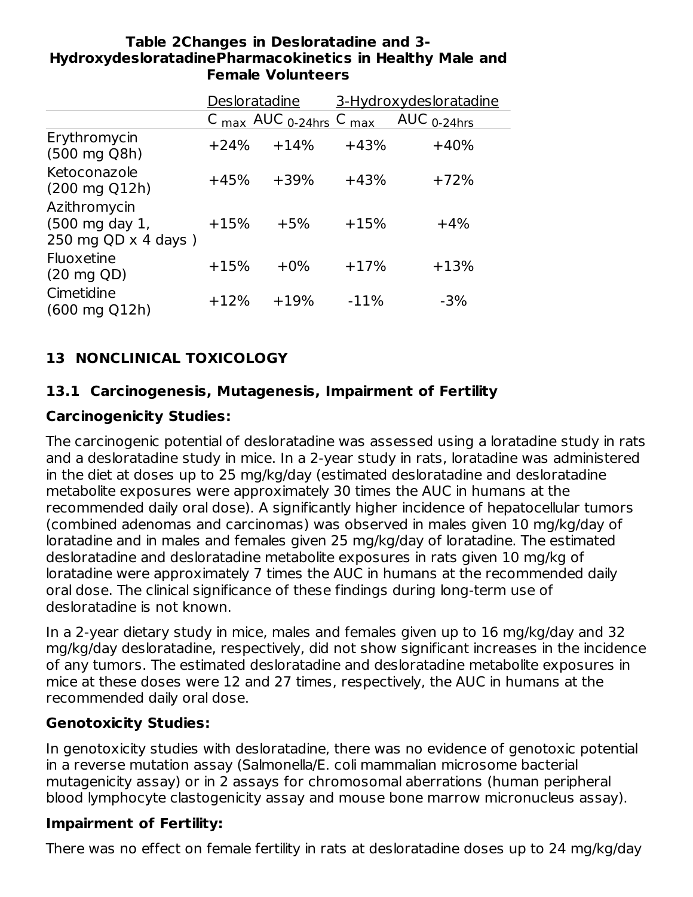**Table 2Changes in Desloratadine and 3-HydroxydesloratadinePharmacokinetics in Healthy Male and Female Volunteers**

| | Desloratadine | | 3-Hydroxydesloratadine | |
|---|---|---|---|---|
| | $C_{max}$ | $AUC_{0\text{-}24hrs}$ | $C_{max}$ | $AUC_{0\text{-}24hrs}$ |
| Erythromycin (500 mg Q8h) | +24% | +14% | +43% | +40% |
| Ketoconazole (200 mg Q12h) | +45% | +39% | +43% | +72% |
| Azithromycin (500 mg day 1, 250 mg QD x 4 days ) | +15% | +5% | +15% | +4% |
| Fluoxetine (20 mg QD) | +15% | +0% | +17% | +13% |
| Cimetidine (600 mg Q12h) | +12% | +19% | -11% | -3% |

## 13 NONCLINICAL TOXICOLOGY

### 13.1 Carcinogenesis, Mutagenesis, Impairment of Fertility

**Carcinogenicity Studies:**

The carcinogenic potential of desloratadine was assessed using a loratadine study in rats and a desloratadine study in mice. In a 2-year study in rats, loratadine was administered in the diet at doses up to 25 mg/kg/day (estimated desloratadine and desloratadine metabolite exposures were approximately 30 times the AUC in humans at the recommended daily oral dose). A significantly higher incidence of hepatocellular tumors (combined adenomas and carcinomas) was observed in males given 10 mg/kg/day of loratadine and in males and females given 25 mg/kg/day of loratadine. The estimated desloratadine and desloratadine metabolite exposures in rats given 10 mg/kg of loratadine were approximately 7 times the AUC in humans at the recommended daily oral dose. The clinical significance of these findings during long-term use of desloratadine is not known.

In a 2-year dietary study in mice, males and females given up to 16 mg/kg/day and 32 mg/kg/day desloratadine, respectively, did not show significant increases in the incidence of any tumors. The estimated desloratadine and desloratadine metabolite exposures in mice at these doses were 12 and 27 times, respectively, the AUC in humans at the recommended daily oral dose.

**Genotoxicity Studies:**

In genotoxicity studies with desloratadine, there was no evidence of genotoxic potential in a reverse mutation assay (Salmonella/E. coli mammalian microsome bacterial mutagenicity assay) or in 2 assays for chromosomal aberrations (human peripheral blood lymphocyte clastogenicity assay and mouse bone marrow micronucleus assay).

**Impairment of Fertility:**

There was no effect on female fertility in rats at desloratadine doses up to 24 mg/kg/day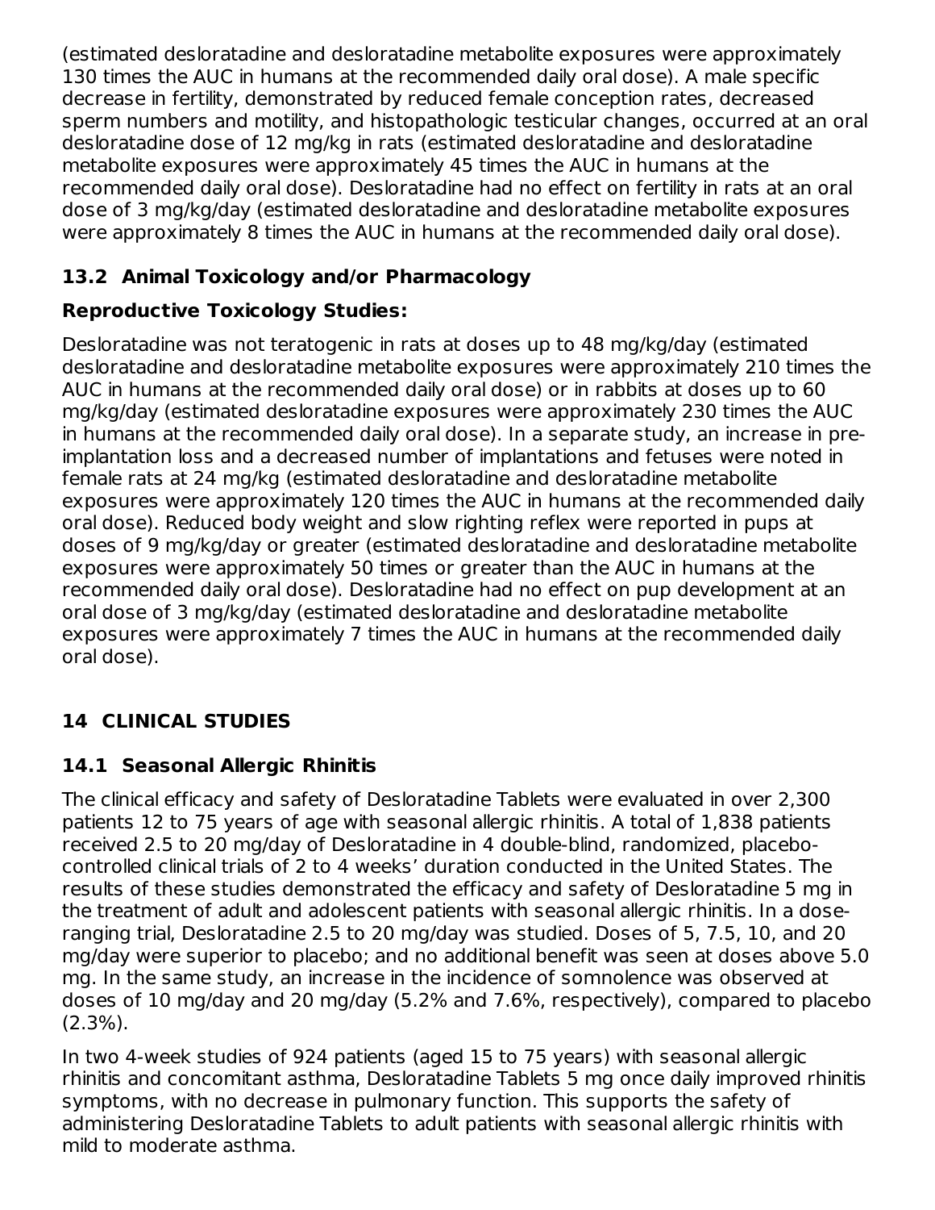(estimated desloratadine and desloratadine metabolite exposures were approximately 130 times the AUC in humans at the recommended daily oral dose). A male specific decrease in fertility, demonstrated by reduced female conception rates, decreased sperm numbers and motility, and histopathologic testicular changes, occurred at an oral desloratadine dose of 12 mg/kg in rats (estimated desloratadine and desloratadine metabolite exposures were approximately 45 times the AUC in humans at the recommended daily oral dose). Desloratadine had no effect on fertility in rats at an oral dose of 3 mg/kg/day (estimated desloratadine and desloratadine metabolite exposures were approximately 8 times the AUC in humans at the recommended daily oral dose).

### 13.2 Animal Toxicology and/or Pharmacology

**Reproductive Toxicology Studies:**

Desloratadine was not teratogenic in rats at doses up to 48 mg/kg/day (estimated desloratadine and desloratadine metabolite exposures were approximately 210 times the AUC in humans at the recommended daily oral dose) or in rabbits at doses up to 60 mg/kg/day (estimated desloratadine exposures were approximately 230 times the AUC in humans at the recommended daily oral dose). In a separate study, an increase in pre-implantation loss and a decreased number of implantations and fetuses were noted in female rats at 24 mg/kg (estimated desloratadine and desloratadine metabolite exposures were approximately 120 times the AUC in humans at the recommended daily oral dose). Reduced body weight and slow righting reflex were reported in pups at doses of 9 mg/kg/day or greater (estimated desloratadine and desloratadine metabolite exposures were approximately 50 times or greater than the AUC in humans at the recommended daily oral dose). Desloratadine had no effect on pup development at an oral dose of 3 mg/kg/day (estimated desloratadine and desloratadine metabolite exposures were approximately 7 times the AUC in humans at the recommended daily oral dose).

## 14 CLINICAL STUDIES

### 14.1 Seasonal Allergic Rhinitis

The clinical efficacy and safety of Desloratadine Tablets were evaluated in over 2,300 patients 12 to 75 years of age with seasonal allergic rhinitis. A total of 1,838 patients received 2.5 to 20 mg/day of Desloratadine in 4 double-blind, randomized, placebo-controlled clinical trials of 2 to 4 weeks' duration conducted in the United States. The results of these studies demonstrated the efficacy and safety of Desloratadine 5 mg in the treatment of adult and adolescent patients with seasonal allergic rhinitis. In a dose-ranging trial, Desloratadine 2.5 to 20 mg/day was studied. Doses of 5, 7.5, 10, and 20 mg/day were superior to placebo; and no additional benefit was seen at doses above 5.0 mg. In the same study, an increase in the incidence of somnolence was observed at doses of 10 mg/day and 20 mg/day (5.2% and 7.6%, respectively), compared to placebo (2.3%).

In two 4-week studies of 924 patients (aged 15 to 75 years) with seasonal allergic rhinitis and concomitant asthma, Desloratadine Tablets 5 mg once daily improved rhinitis symptoms, with no decrease in pulmonary function. This supports the safety of administering Desloratadine Tablets to adult patients with seasonal allergic rhinitis with mild to moderate asthma.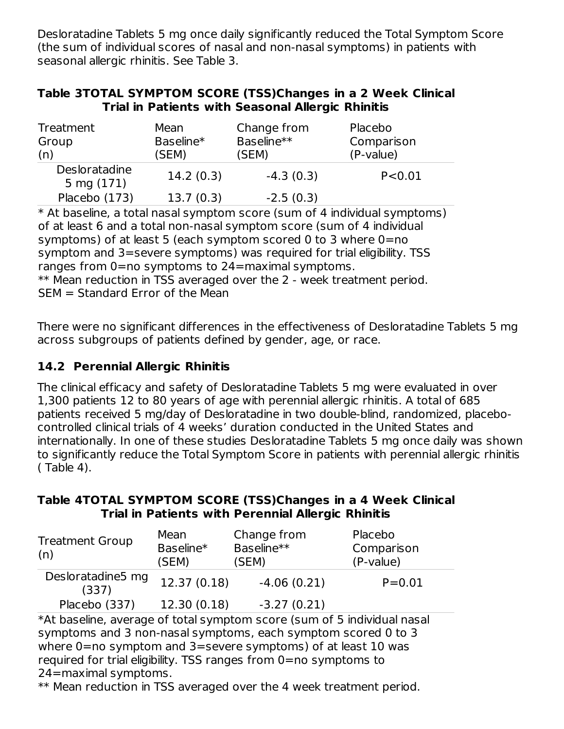Desloratadine Tablets 5 mg once daily significantly reduced the Total Symptom Score (the sum of individual scores of nasal and non-nasal symptoms) in patients with seasonal allergic rhinitis. See Table 3.

**Table 3TOTAL SYMPTOM SCORE (TSS)Changes in a 2 Week Clinical Trial in Patients with Seasonal Allergic Rhinitis**

| Treatment Group (n) | Mean Baseline* (SEM) | Change from Baseline** (SEM) | Placebo Comparison (P-value) |
|---|---|---|---|
| Desloratadine 5 mg (171) | 14.2 (0.3) | -4.3 (0.3) | P<0.01 |
| Placebo (173) | 13.7 (0.3) | -2.5 (0.3) | |

* At baseline, a total nasal symptom score (sum of 4 individual symptoms) of at least 6 and a total non-nasal symptom score (sum of 4 individual symptoms) of at least 5 (each symptom scored 0 to 3 where 0=no symptom and 3=severe symptoms) was required for trial eligibility. TSS ranges from 0=no symptoms to 24=maximal symptoms.
** Mean reduction in TSS averaged over the 2 - week treatment period.
SEM = Standard Error of the Mean

There were no significant differences in the effectiveness of Desloratadine Tablets 5 mg across subgroups of patients defined by gender, age, or race.

## 14.2 Perennial Allergic Rhinitis

The clinical efficacy and safety of Desloratadine Tablets 5 mg were evaluated in over 1,300 patients 12 to 80 years of age with perennial allergic rhinitis. A total of 685 patients received 5 mg/day of Desloratadine in two double-blind, randomized, placebo-controlled clinical trials of 4 weeks' duration conducted in the United States and internationally. In one of these studies Desloratadine Tablets 5 mg once daily was shown to significantly reduce the Total Symptom Score in patients with perennial allergic rhinitis ( Table 4).

**Table 4TOTAL SYMPTOM SCORE (TSS)Changes in a 4 Week Clinical Trial in Patients with Perennial Allergic Rhinitis**

| Treatment Group (n) | Mean Baseline* (SEM) | Change from Baseline** (SEM) | Placebo Comparison (P-value) |
|---|---|---|---|
| Desloratadine5 mg (337) | 12.37 (0.18) | -4.06 (0.21) | P=0.01 |
| Placebo (337) | 12.30 (0.18) | -3.27 (0.21) | |

*At baseline, average of total symptom score (sum of 5 individual nasal symptoms and 3 non-nasal symptoms, each symptom scored 0 to 3 where 0=no symptom and 3=severe symptoms) of at least 10 was required for trial eligibility. TSS ranges from 0=no symptoms to 24=maximal symptoms.
** Mean reduction in TSS averaged over the 4 week treatment period.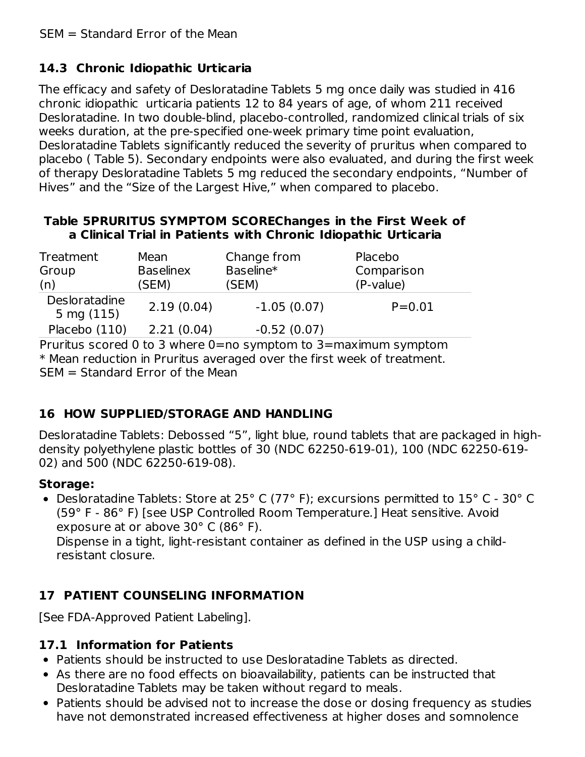SEM = Standard Error of the Mean

### 14.3 Chronic Idiopathic Urticaria

The efficacy and safety of Desloratadine Tablets 5 mg once daily was studied in 416 chronic idiopathic urticaria patients 12 to 84 years of age, of whom 211 received Desloratadine. In two double-blind, placebo-controlled, randomized clinical trials of six weeks duration, at the pre-specified one-week primary time point evaluation, Desloratadine Tablets significantly reduced the severity of pruritus when compared to placebo ( Table 5). Secondary endpoints were also evaluated, and during the first week of therapy Desloratadine Tablets 5 mg reduced the secondary endpoints, “Number of Hives” and the “Size of the Largest Hive,” when compared to placebo.

**Table 5PRURITUS SYMPTOM SCOREChanges in the First Week of a Clinical Trial in Patients with Chronic Idiopathic Urticaria**

| Treatment Group (n) | Mean Baselinex (SEM) | Change from Baseline* (SEM) | Placebo Comparison (P-value) |
|---|---|---|---|
| Desloratadine 5 mg (115) | 2.19 (0.04) | -1.05 (0.07) | P=0.01 |
| Placebo (110) | 2.21 (0.04) | -0.52 (0.07) | |

Pruritus scored 0 to 3 where 0=no symptom to 3=maximum symptom
* Mean reduction in Pruritus averaged over the first week of treatment.
SEM = Standard Error of the Mean

## 16 HOW SUPPLIED/STORAGE AND HANDLING

Desloratadine Tablets: Debossed “5”, light blue, round tablets that are packaged in high-density polyethylene plastic bottles of 30 (NDC 62250-619-01), 100 (NDC 62250-619-02) and 500 (NDC 62250-619-08).

**Storage:**

- Desloratadine Tablets: Store at 25° C (77° F); excursions permitted to 15° C - 30° C (59° F - 86° F) [see USP Controlled Room Temperature.] Heat sensitive. Avoid exposure at or above 30° C (86° F).
  Dispense in a tight, light-resistant container as defined in the USP using a child-resistant closure.

## 17 PATIENT COUNSELING INFORMATION

[See FDA-Approved Patient Labeling].

### 17.1 Information for Patients

- Patients should be instructed to use Desloratadine Tablets as directed.
- As there are no food effects on bioavailability, patients can be instructed that Desloratadine Tablets may be taken without regard to meals.
- Patients should be advised not to increase the dose or dosing frequency as studies have not demonstrated increased effectiveness at higher doses and somnolence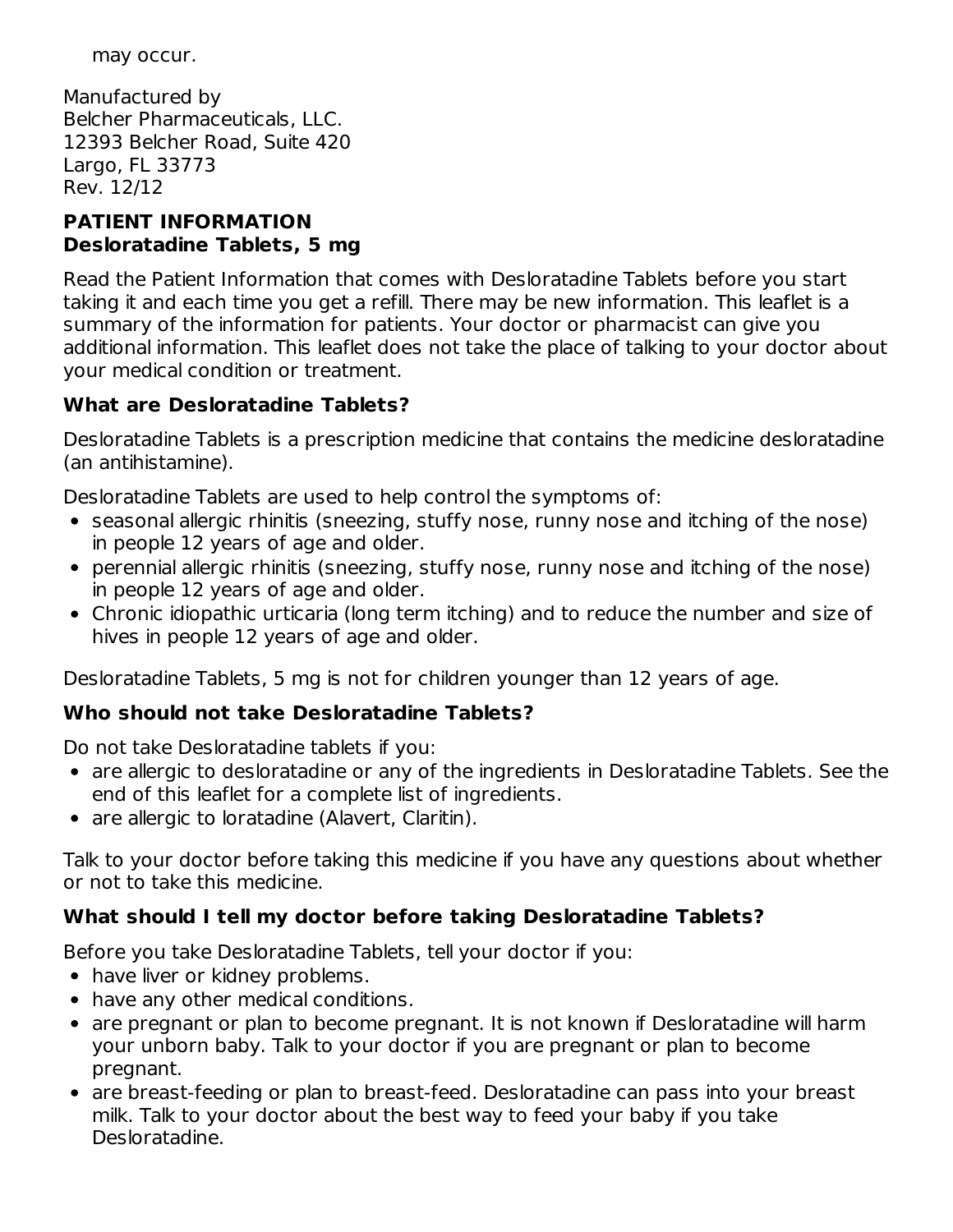may occur.

Manufactured by
Belcher Pharmaceuticals, LLC.
12393 Belcher Road, Suite 420
Largo, FL 33773
Rev. 12/12

**PATIENT INFORMATION**
**Desloratadine Tablets, 5 mg**

Read the Patient Information that comes with Desloratadine Tablets before you start taking it and each time you get a refill. There may be new information. This leaflet is a summary of the information for patients. Your doctor or pharmacist can give you additional information. This leaflet does not take the place of talking to your doctor about your medical condition or treatment.

### What are Desloratadine Tablets?

Desloratadine Tablets is a prescription medicine that contains the medicine desloratadine (an antihistamine).

Desloratadine Tablets are used to help control the symptoms of:

- seasonal allergic rhinitis (sneezing, stuffy nose, runny nose and itching of the nose) in people 12 years of age and older.
- perennial allergic rhinitis (sneezing, stuffy nose, runny nose and itching of the nose) in people 12 years of age and older.
- Chronic idiopathic urticaria (long term itching) and to reduce the number and size of hives in people 12 years of age and older.

Desloratadine Tablets, 5 mg is not for children younger than 12 years of age.

### Who should not take Desloratadine Tablets?

Do not take Desloratadine tablets if you:

- are allergic to desloratadine or any of the ingredients in Desloratadine Tablets. See the end of this leaflet for a complete list of ingredients.
- are allergic to loratadine (Alavert, Claritin).

Talk to your doctor before taking this medicine if you have any questions about whether or not to take this medicine.

### What should I tell my doctor before taking Desloratadine Tablets?

Before you take Desloratadine Tablets, tell your doctor if you:

- have liver or kidney problems.
- have any other medical conditions.
- are pregnant or plan to become pregnant. It is not known if Desloratadine will harm your unborn baby. Talk to your doctor if you are pregnant or plan to become pregnant.
- are breast-feeding or plan to breast-feed. Desloratadine can pass into your breast milk. Talk to your doctor about the best way to feed your baby if you take Desloratadine.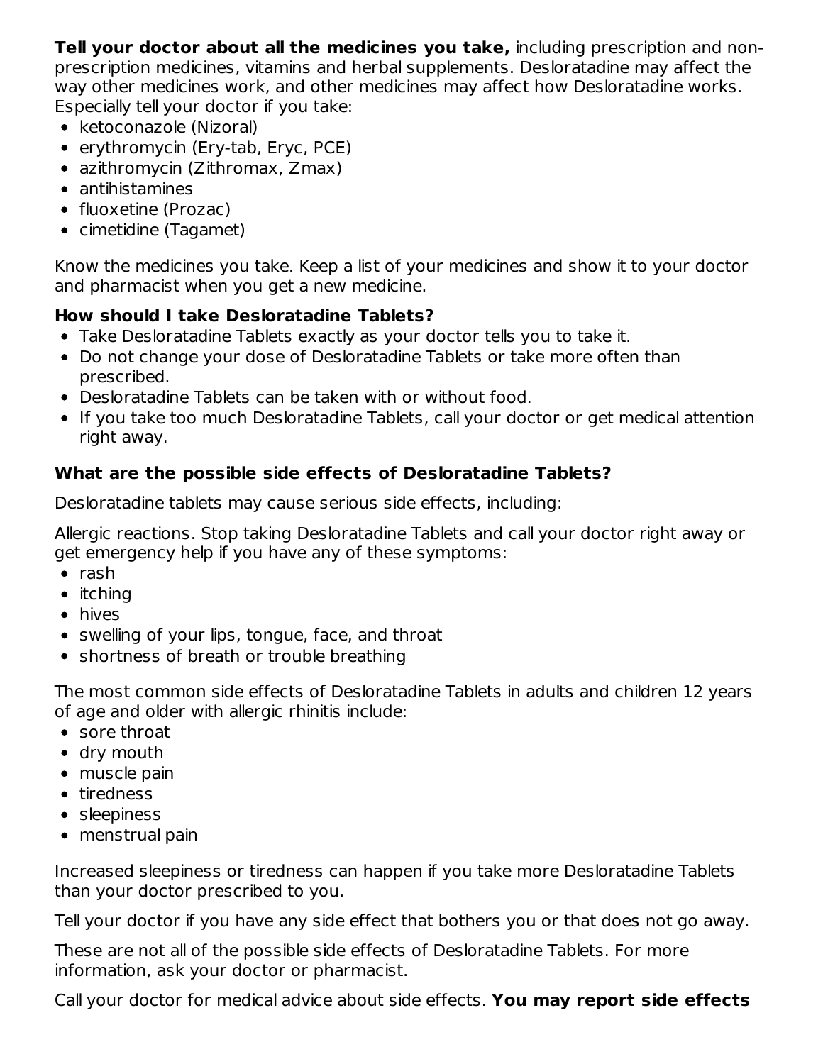**Tell your doctor about all the medicines you take,** including prescription and non-prescription medicines, vitamins and herbal supplements. Desloratadine may affect the way other medicines work, and other medicines may affect how Desloratadine works. Especially tell your doctor if you take:

- ketoconazole (Nizoral)
- erythromycin (Ery-tab, Eryc, PCE)
- azithromycin (Zithromax, Zmax)
- antihistamines
- fluoxetine (Prozac)
- cimetidine (Tagamet)

Know the medicines you take. Keep a list of your medicines and show it to your doctor and pharmacist when you get a new medicine.

**How should I take Desloratadine Tablets?**

- Take Desloratadine Tablets exactly as your doctor tells you to take it.
- Do not change your dose of Desloratadine Tablets or take more often than prescribed.
- Desloratadine Tablets can be taken with or without food.
- If you take too much Desloratadine Tablets, call your doctor or get medical attention right away.

**What are the possible side effects of Desloratadine Tablets?**

Desloratadine tablets may cause serious side effects, including:

Allergic reactions. Stop taking Desloratadine Tablets and call your doctor right away or get emergency help if you have any of these symptoms:

- rash
- itching
- hives
- swelling of your lips, tongue, face, and throat
- shortness of breath or trouble breathing

The most common side effects of Desloratadine Tablets in adults and children 12 years of age and older with allergic rhinitis include:

- sore throat
- dry mouth
- muscle pain
- tiredness
- sleepiness
- menstrual pain

Increased sleepiness or tiredness can happen if you take more Desloratadine Tablets than your doctor prescribed to you.

Tell your doctor if you have any side effect that bothers you or that does not go away.

These are not all of the possible side effects of Desloratadine Tablets. For more information, ask your doctor or pharmacist.

Call your doctor for medical advice about side effects. **You may report side effects**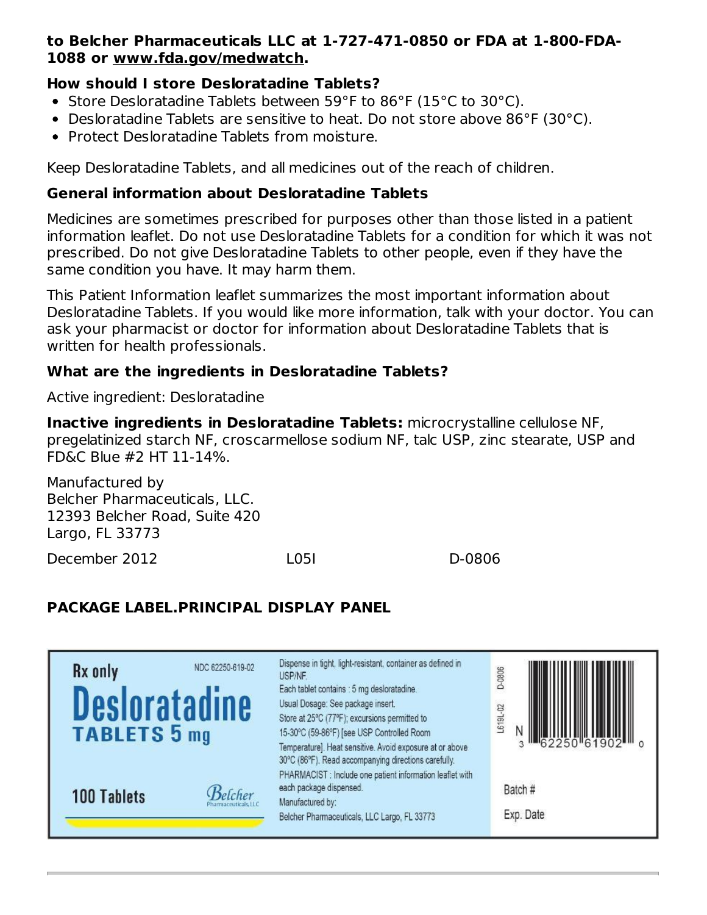**to Belcher Pharmaceuticals LLC at 1-727-471-0850 or FDA at 1-800-FDA-1088 or www.fda.gov/medwatch.**

### How should I store Desloratadine Tablets?

- Store Desloratadine Tablets between 59°F to 86°F (15°C to 30°C).
- Desloratadine Tablets are sensitive to heat. Do not store above 86°F (30°C).
- Protect Desloratadine Tablets from moisture.

Keep Desloratadine Tablets, and all medicines out of the reach of children.

### General information about Desloratadine Tablets

Medicines are sometimes prescribed for purposes other than those listed in a patient information leaflet. Do not use Desloratadine Tablets for a condition for which it was not prescribed. Do not give Desloratadine Tablets to other people, even if they have the same condition you have. It may harm them.

This Patient Information leaflet summarizes the most important information about Desloratadine Tablets. If you would like more information, talk with your doctor. You can ask your pharmacist or doctor for information about Desloratadine Tablets that is written for health professionals.

### What are the ingredients in Desloratadine Tablets?

Active ingredient: Desloratadine

**Inactive ingredients in Desloratadine Tablets:** microcrystalline cellulose NF, pregelatinized starch NF, croscarmellose sodium NF, talc USP, zinc stearate, USP and FD&C Blue #2 HT 11-14%.

Manufactured by
Belcher Pharmaceuticals, LLC.
12393 Belcher Road, Suite 420
Largo, FL 33773

December 2012 L05I D-0806

### PACKAGE LABEL.PRINCIPAL DISPLAY PANEL

Rx only

NDC 62250-619-02

**Desloratadine**
**TABLETS 5 mg**

100 Tablets

Belcher Pharmaceuticals LLC

Dispense in tight, light-resistant, container as defined in USP/NF.
Each tablet contains : 5 mg desloratadine.
Usual Dosage: See package insert.
Store at 25°C (77°F); excursions permitted to 15-30°C (59-86°F) [see USP Controlled Room Temperature]. Heat sensitive. Avoid exposure at or above 30°C (86°F). Read accompanying directions carefully.
PHARMACIST : Include one patient information leaflet with each package dispensed.
Manufactured by:
Belcher Pharmaceuticals, LLC Largo, FL 33773

D-0806
L619L-02

N 3 62250 61902 0

Batch #
Exp. Date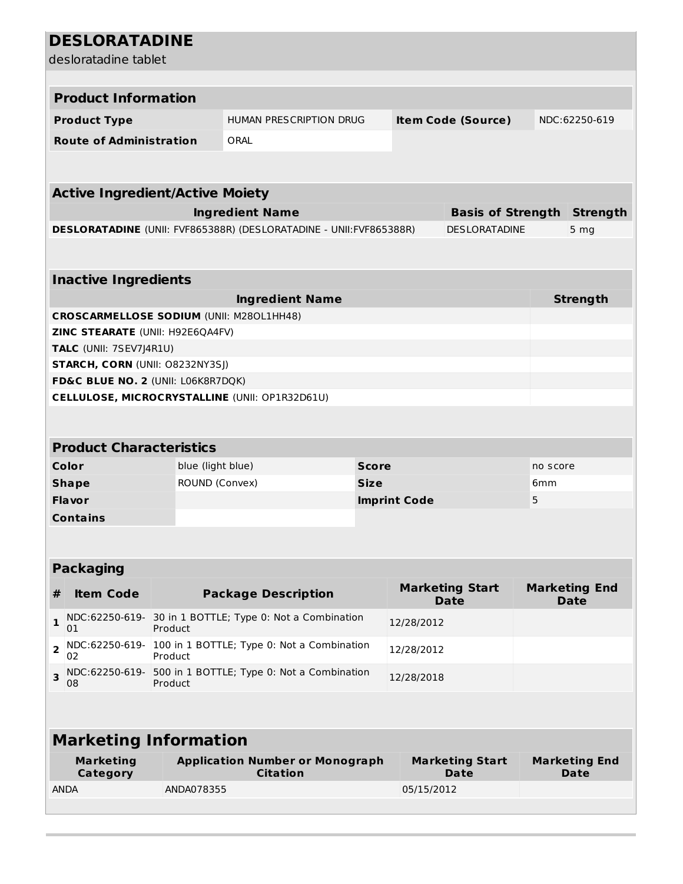# DESLORATADINE

desloratadine tablet

| **Product Information** | | | |
|---|---|---|---|
| **Product Type** | HUMAN PRESCRIPTION DRUG | **Item Code (Source)** | NDC:62250-619 |
| **Route of Administration** | ORAL | | |

| **Active Ingredient/Active Moiety** | | |
|---|---|---|
| **Ingredient Name** | **Basis of Strength** | **Strength** |
| **DESLORATADINE** (UNII: FVF865388R) (DESLORATADINE - UNII:FVF865388R) | DESLORATADINE | 5 mg |

| **Inactive Ingredients** | |
|---|---|
| **Ingredient Name** | **Strength** |
| **CROSCARMELLOSE SODIUM** (UNII: M28OL1HH48) | |
| **ZINC STEARATE** (UNII: H92E6QA4FV) | |
| **TALC** (UNII: 7SEV7J4R1U) | |
| **STARCH, CORN** (UNII: O8232NY3SJ) | |
| **FD&C BLUE NO. 2** (UNII: L06K8R7DQK) | |
| **CELLULOSE, MICROCRYSTALLINE** (UNII: OP1R32D61U) | |

| **Product Characteristics** | | | |
|---|---|---|---|
| **Color** | blue (light blue) | **Score** | no score |
| **Shape** | ROUND (Convex) | **Size** | 6mm |
| **Flavor** | | **Imprint Code** | 5 |
| **Contains** | | | |

| **Packaging** | | | | |
|---|---|---|---|---|
| **#** | **Item Code** | **Package Description** | **Marketing Start Date** | **Marketing End Date** |
| **1** | NDC:62250-619-01 | 30 in 1 BOTTLE; Type 0: Not a Combination Product | 12/28/2012 | |
| **2** | NDC:62250-619-02 | 100 in 1 BOTTLE; Type 0: Not a Combination Product | 12/28/2012 | |
| **3** | NDC:62250-619-08 | 500 in 1 BOTTLE; Type 0: Not a Combination Product | 12/28/2018 | |

| **Marketing Information** | | | |
|---|---|---|---|
| **Marketing Category** | **Application Number or Monograph Citation** | **Marketing Start Date** | **Marketing End Date** |
| ANDA | ANDA078355 | 05/15/2012 | |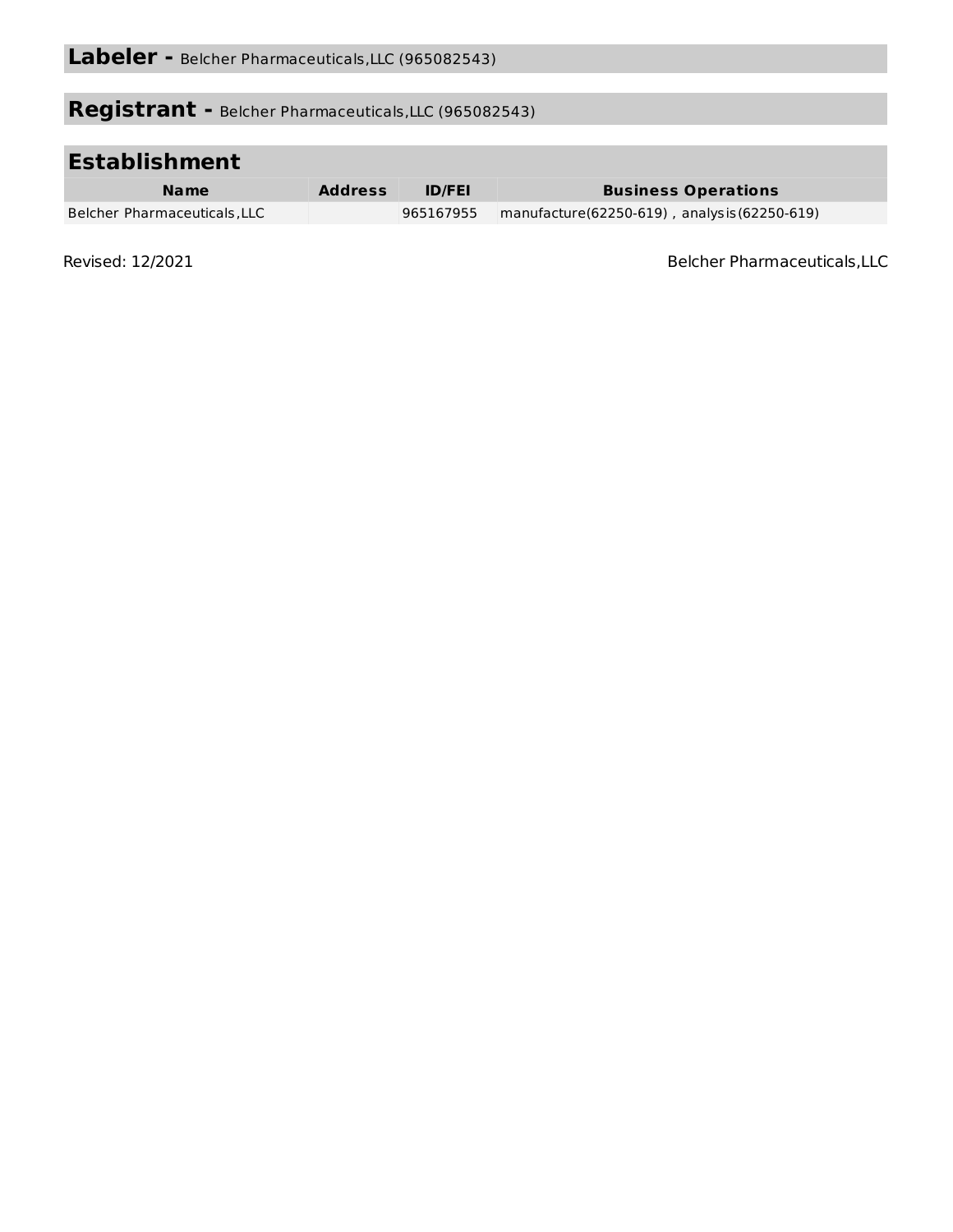## Labeler - Belcher Pharmaceuticals,LLC (965082543)

## Registrant - Belcher Pharmaceuticals,LLC (965082543)

## Establishment

| Name | Address | ID/FEI | Business Operations |
|---|---|---|---|
| Belcher Pharmaceuticals,LLC | | 965167955 | manufacture(62250-619) , analysis(62250-619) |

Revised: 12/2021

Belcher Pharmaceuticals,LLC